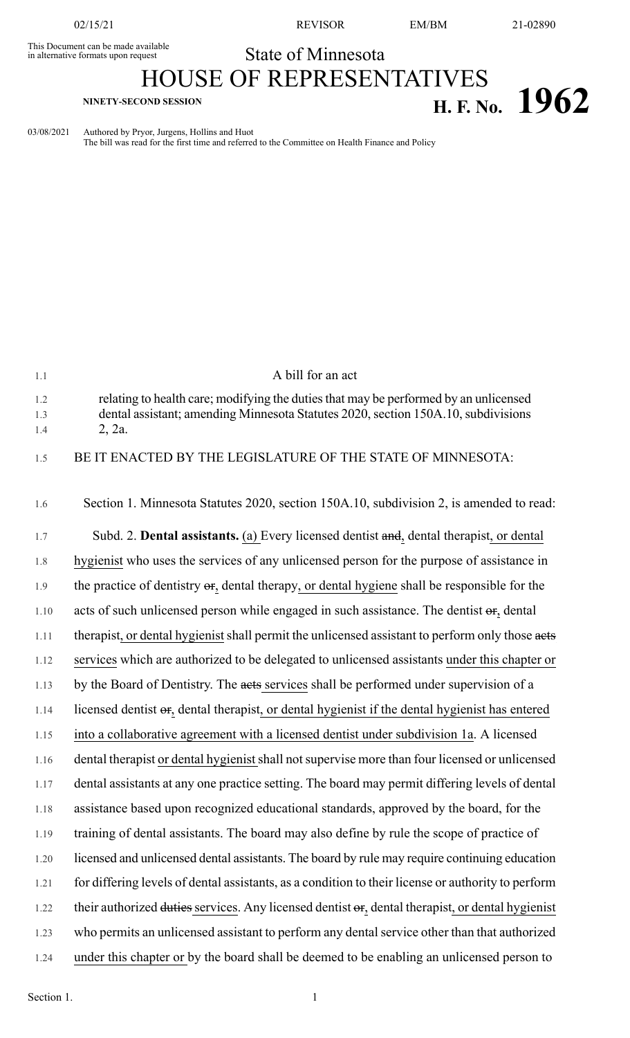This Document can be made available in alternative formats upon request

State of Minnesota

# HOUSE OF REPRESENTATIVES

**NINETY-SECOND SESSION**

# H. F. No. 1962

03/08/2021 Authored by Pryor, Jurgens, Hollins and Huot
The bill was read for the first time and referred to the Committee on Health Finance and Policy

A bill for an act

relating to health care; modifying the duties that may be performed by an unlicensed dental assistant; amending Minnesota Statutes 2020, section 150A.10, subdivisions 2, 2a.

BE IT ENACTED BY THE LEGISLATURE OF THE STATE OF MINNESOTA:

Section 1. Minnesota Statutes 2020, section 150A.10, subdivision 2, is amended to read:

Subd. 2. **Dental assistants.** (a) Every licensed dentist ~~and~~, dental therapist, or dental hygienist who uses the services of any unlicensed person for the purpose of assistance in the practice of dentistry ~~or~~, dental therapy, or dental hygiene shall be responsible for the acts of such unlicensed person while engaged in such assistance. The dentist ~~or~~, dental therapist, or dental hygienist shall permit the unlicensed assistant to perform only those ~~acts~~ services which are authorized to be delegated to unlicensed assistants under this chapter or by the Board of Dentistry. The ~~acts~~ services shall be performed under supervision of a licensed dentist ~~or~~, dental therapist, or dental hygienist if the dental hygienist has entered into a collaborative agreement with a licensed dentist under subdivision 1a. A licensed dental therapist or dental hygienist shall not supervise more than four licensed or unlicensed dental assistants at any one practice setting. The board may permit differing levels of dental assistance based upon recognized educational standards, approved by the board, for the training of dental assistants. The board may also define by rule the scope of practice of licensed and unlicensed dental assistants. The board by rule may require continuing education for differing levels of dental assistants, as a condition to their license or authority to perform their authorized ~~duties~~ services. Any licensed dentist ~~or~~, dental therapist, or dental hygienist who permits an unlicensed assistant to perform any dental service other than that authorized under this chapter or by the board shall be deemed to be enabling an unlicensed person to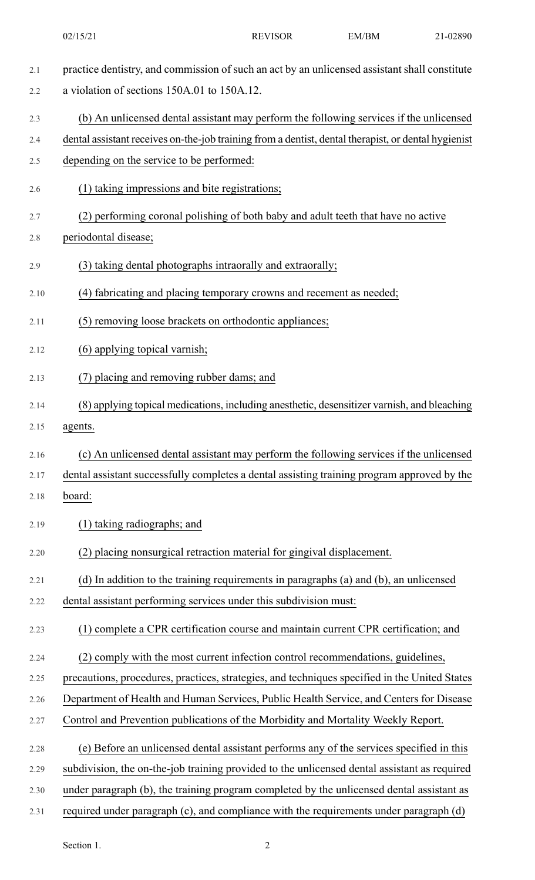practice dentistry, and commission of such an act by an unlicensed assistant shall constitute a violation of sections 150A.01 to 150A.12.

(b) An unlicensed dental assistant may perform the following services if the unlicensed dental assistant receives on-the-job training from a dentist, dental therapist, or dental hygienist depending on the service to be performed:

(1) taking impressions and bite registrations;

(2) performing coronal polishing of both baby and adult teeth that have no active periodontal disease;

(3) taking dental photographs intraorally and extraorally;

(4) fabricating and placing temporary crowns and recement as needed;

(5) removing loose brackets on orthodontic appliances;

(6) applying topical varnish;

(7) placing and removing rubber dams; and

(8) applying topical medications, including anesthetic, desensitizer varnish, and bleaching agents.

(c) An unlicensed dental assistant may perform the following services if the unlicensed dental assistant successfully completes a dental assisting training program approved by the board:

(1) taking radiographs; and

(2) placing nonsurgical retraction material for gingival displacement.

(d) In addition to the training requirements in paragraphs (a) and (b), an unlicensed dental assistant performing services under this subdivision must:

(1) complete a CPR certification course and maintain current CPR certification; and

(2) comply with the most current infection control recommendations, guidelines, precautions, procedures, practices, strategies, and techniques specified in the United States Department of Health and Human Services, Public Health Service, and Centers for Disease Control and Prevention publications of the Morbidity and Mortality Weekly Report.

(e) Before an unlicensed dental assistant performs any of the services specified in this subdivision, the on-the-job training provided to the unlicensed dental assistant as required under paragraph (b), the training program completed by the unlicensed dental assistant as required under paragraph (c), and compliance with the requirements under paragraph (d)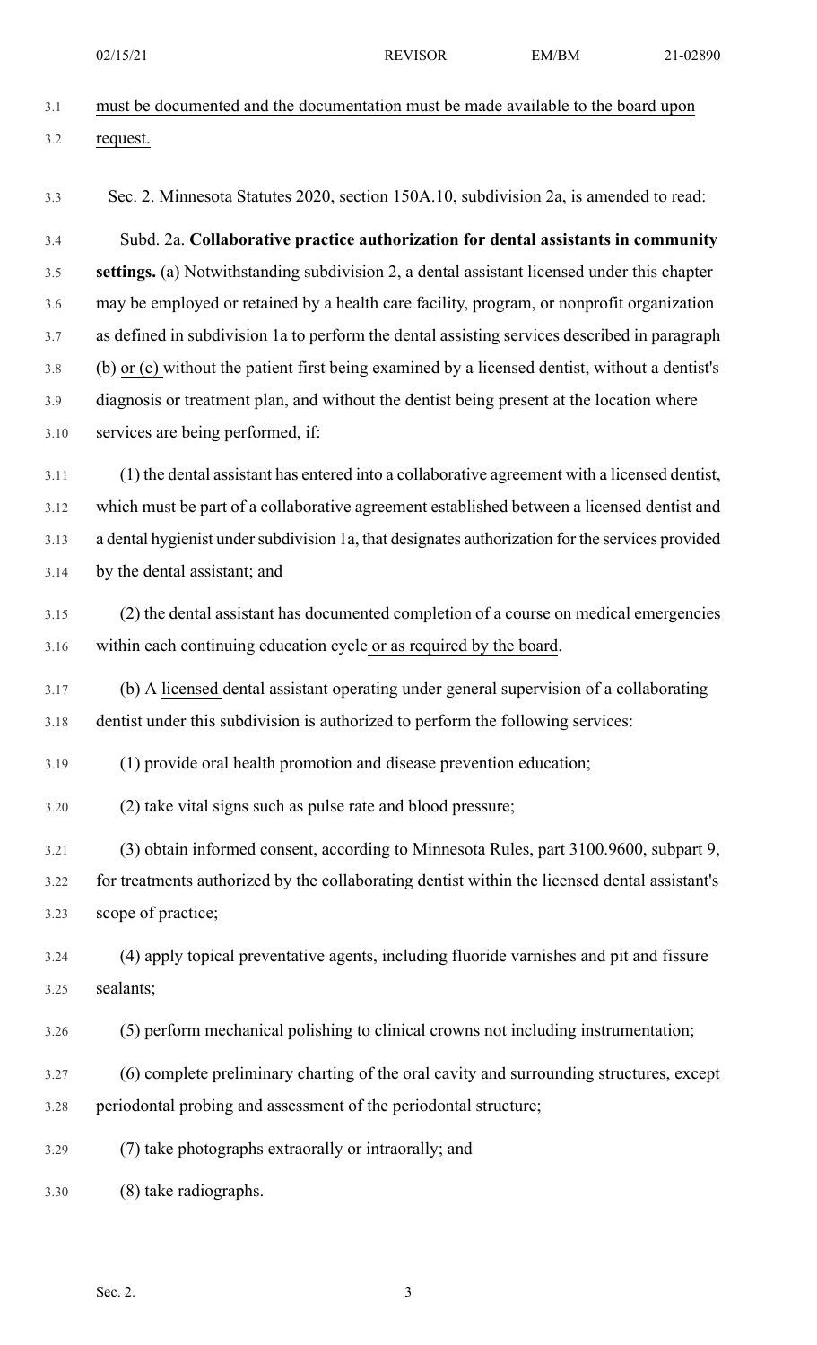must be documented and the documentation must be made available to the board upon request.

Sec. 2. Minnesota Statutes 2020, section 150A.10, subdivision 2a, is amended to read:

Subd. 2a. **Collaborative practice authorization for dental assistants in community settings.** (a) Notwithstanding subdivision 2, a dental assistant ~~licensed under this chapter~~ may be employed or retained by a health care facility, program, or nonprofit organization as defined in subdivision 1a to perform the dental assisting services described in paragraph (b) or (c) without the patient first being examined by a licensed dentist, without a dentist's diagnosis or treatment plan, and without the dentist being present at the location where services are being performed, if:

(1) the dental assistant has entered into a collaborative agreement with a licensed dentist, which must be part of a collaborative agreement established between a licensed dentist and a dental hygienist under subdivision 1a, that designates authorization for the services provided by the dental assistant; and

(2) the dental assistant has documented completion of a course on medical emergencies within each continuing education cycle or as required by the board.

(b) A licensed dental assistant operating under general supervision of a collaborating dentist under this subdivision is authorized to perform the following services:

(1) provide oral health promotion and disease prevention education;

(2) take vital signs such as pulse rate and blood pressure;

(3) obtain informed consent, according to Minnesota Rules, part 3100.9600, subpart 9, for treatments authorized by the collaborating dentist within the licensed dental assistant's scope of practice;

(4) apply topical preventative agents, including fluoride varnishes and pit and fissure sealants;

(5) perform mechanical polishing to clinical crowns not including instrumentation;

(6) complete preliminary charting of the oral cavity and surrounding structures, except periodontal probing and assessment of the periodontal structure;

(7) take photographs extraorally or intraorally; and

(8) take radiographs.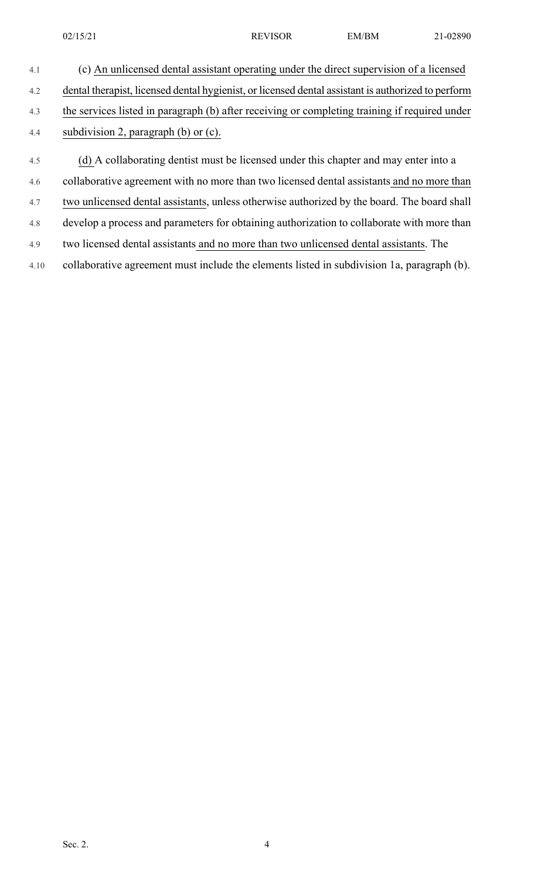(c) An unlicensed dental assistant operating under the direct supervision of a licensed dental therapist, licensed dental hygienist, or licensed dental assistant is authorized to perform the services listed in paragraph (b) after receiving or completing training if required under subdivision 2, paragraph (b) or (c).

(d) A collaborating dentist must be licensed under this chapter and may enter into a collaborative agreement with no more than two licensed dental assistants and no more than two unlicensed dental assistants, unless otherwise authorized by the board. The board shall develop a process and parameters for obtaining authorization to collaborate with more than two licensed dental assistants and no more than two unlicensed dental assistants. The collaborative agreement must include the elements listed in subdivision 1a, paragraph (b).